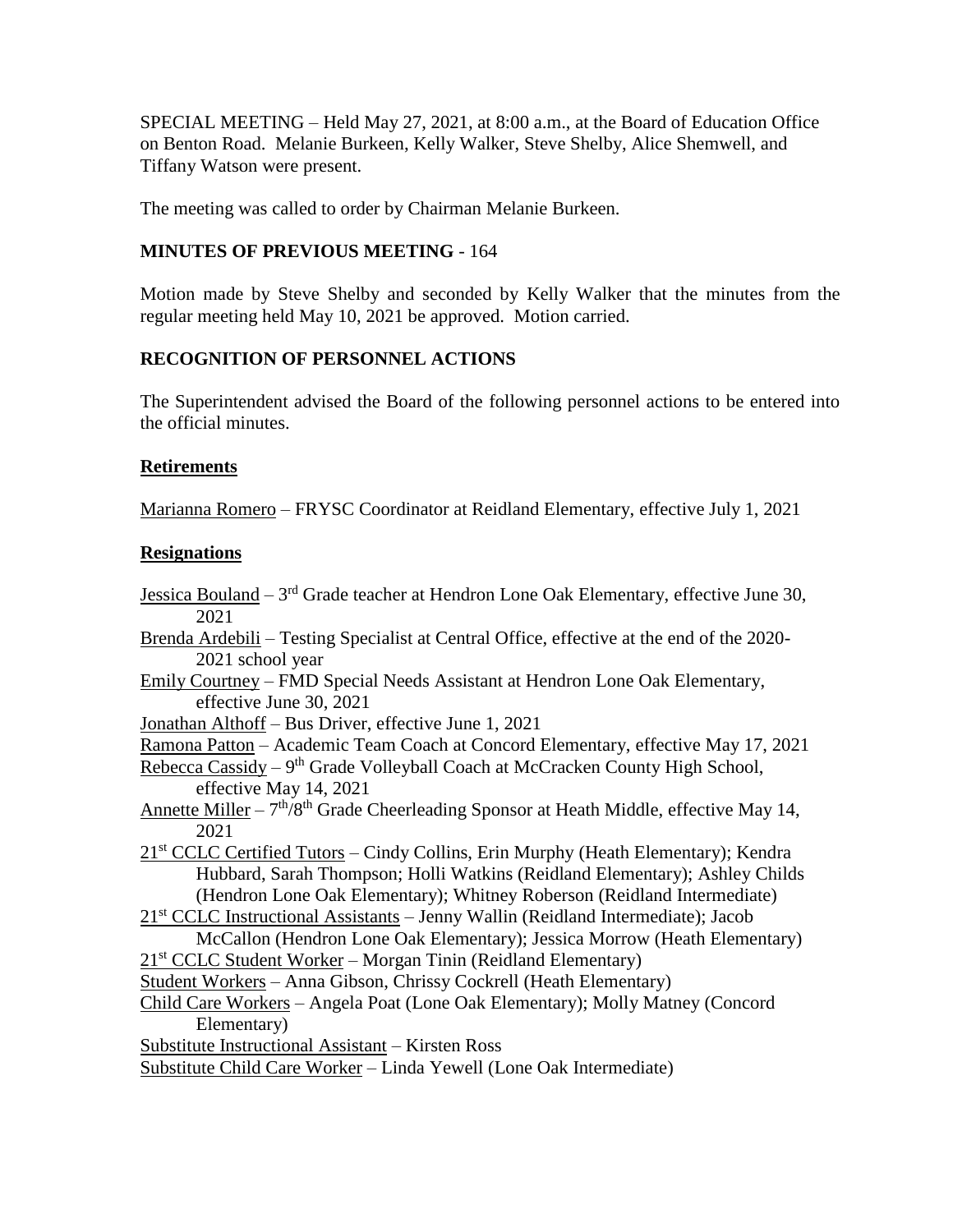SPECIAL MEETING – Held May 27, 2021, at 8:00 a.m., at the Board of Education Office on Benton Road. Melanie Burkeen, Kelly Walker, Steve Shelby, Alice Shemwell, and Tiffany Watson were present.

The meeting was called to order by Chairman Melanie Burkeen.

**MINUTES OF PREVIOUS MEETING** - 164

Motion made by Steve Shelby and seconded by Kelly Walker that the minutes from the regular meeting held May 10, 2021 be approved. Motion carried.

**RECOGNITION OF PERSONNEL ACTIONS**

The Superintendent advised the Board of the following personnel actions to be entered into the official minutes.

**Retirements**

Marianna Romero – FRYSC Coordinator at Reidland Elementary, effective July 1, 2021

**Resignations**

Jessica Bouland – 3rd Grade teacher at Hendron Lone Oak Elementary, effective June 30, 2021
Brenda Ardebili – Testing Specialist at Central Office, effective at the end of the 2020-2021 school year
Emily Courtney – FMD Special Needs Assistant at Hendron Lone Oak Elementary, effective June 30, 2021
Jonathan Althoff – Bus Driver, effective June 1, 2021
Ramona Patton – Academic Team Coach at Concord Elementary, effective May 17, 2021
Rebecca Cassidy – 9th Grade Volleyball Coach at McCracken County High School, effective May 14, 2021
Annette Miller – 7th/8th Grade Cheerleading Sponsor at Heath Middle, effective May 14, 2021
21st CCLC Certified Tutors – Cindy Collins, Erin Murphy (Heath Elementary); Kendra Hubbard, Sarah Thompson; Holli Watkins (Reidland Elementary); Ashley Childs (Hendron Lone Oak Elementary); Whitney Roberson (Reidland Intermediate)
21st CCLC Instructional Assistants – Jenny Wallin (Reidland Intermediate); Jacob McCallon (Hendron Lone Oak Elementary); Jessica Morrow (Heath Elementary)
21st CCLC Student Worker – Morgan Tinin (Reidland Elementary)
Student Workers – Anna Gibson, Chrissy Cockrell (Heath Elementary)
Child Care Workers – Angela Poat (Lone Oak Elementary); Molly Matney (Concord Elementary)
Substitute Instructional Assistant – Kirsten Ross
Substitute Child Care Worker – Linda Yewell (Lone Oak Intermediate)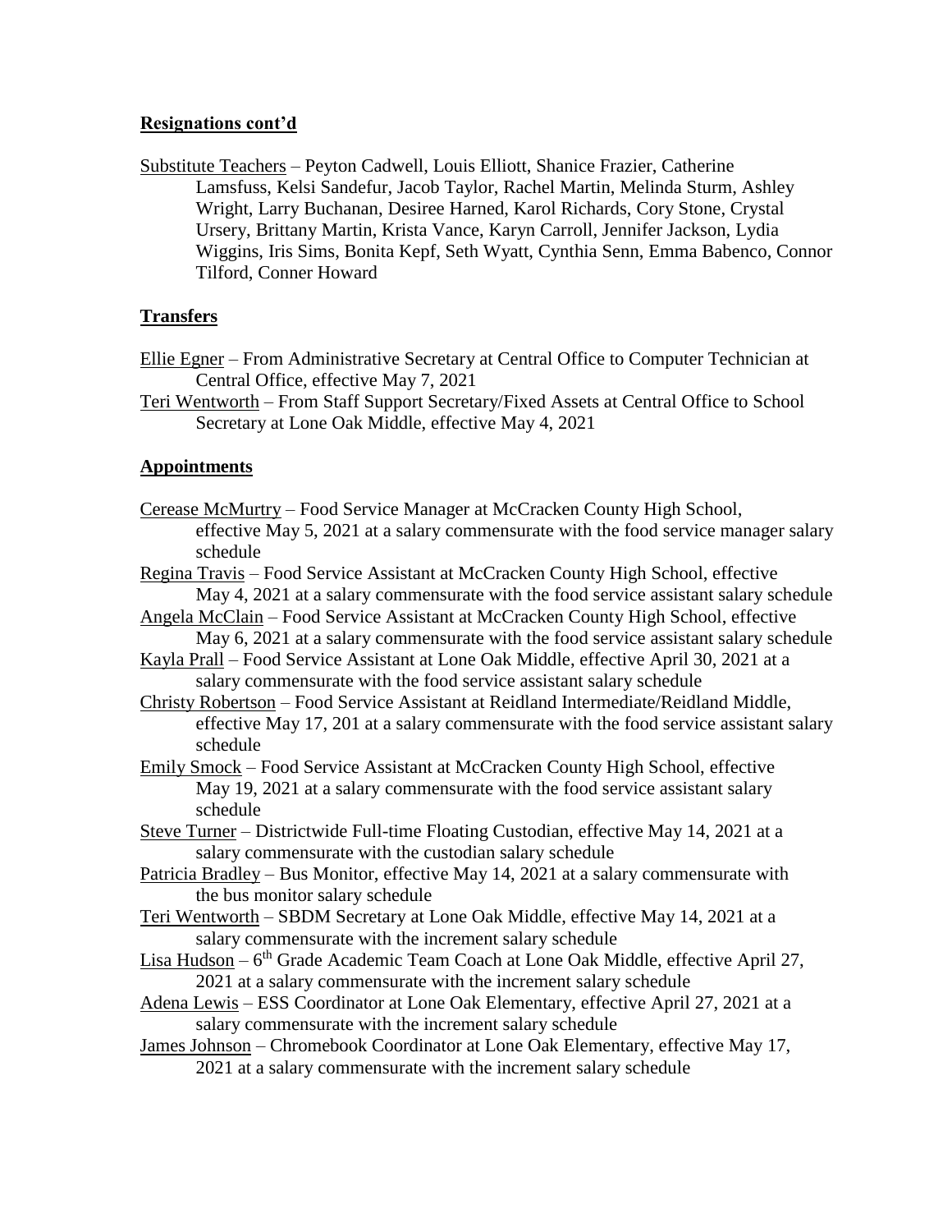**Resignations cont'd**

Substitute Teachers – Peyton Cadwell, Louis Elliott, Shanice Frazier, Catherine Lamsfuss, Kelsi Sandefur, Jacob Taylor, Rachel Martin, Melinda Sturm, Ashley Wright, Larry Buchanan, Desiree Harned, Karol Richards, Cory Stone, Crystal Ursery, Brittany Martin, Krista Vance, Karyn Carroll, Jennifer Jackson, Lydia Wiggins, Iris Sims, Bonita Kepf, Seth Wyatt, Cynthia Senn, Emma Babenco, Connor Tilford, Conner Howard

**Transfers**

Ellie Egner – From Administrative Secretary at Central Office to Computer Technician at Central Office, effective May 7, 2021

Teri Wentworth – From Staff Support Secretary/Fixed Assets at Central Office to School Secretary at Lone Oak Middle, effective May 4, 2021

**Appointments**

Cerease McMurtry – Food Service Manager at McCracken County High School, effective May 5, 2021 at a salary commensurate with the food service manager salary schedule

Regina Travis – Food Service Assistant at McCracken County High School, effective May 4, 2021 at a salary commensurate with the food service assistant salary schedule

Angela McClain – Food Service Assistant at McCracken County High School, effective May 6, 2021 at a salary commensurate with the food service assistant salary schedule

Kayla Prall – Food Service Assistant at Lone Oak Middle, effective April 30, 2021 at a salary commensurate with the food service assistant salary schedule

Christy Robertson – Food Service Assistant at Reidland Intermediate/Reidland Middle, effective May 17, 201 at a salary commensurate with the food service assistant salary schedule

Emily Smock – Food Service Assistant at McCracken County High School, effective May 19, 2021 at a salary commensurate with the food service assistant salary schedule

Steve Turner – Districtwide Full-time Floating Custodian, effective May 14, 2021 at a salary commensurate with the custodian salary schedule

Patricia Bradley – Bus Monitor, effective May 14, 2021 at a salary commensurate with the bus monitor salary schedule

Teri Wentworth – SBDM Secretary at Lone Oak Middle, effective May 14, 2021 at a salary commensurate with the increment salary schedule

Lisa Hudson – 6th Grade Academic Team Coach at Lone Oak Middle, effective April 27, 2021 at a salary commensurate with the increment salary schedule

Adena Lewis – ESS Coordinator at Lone Oak Elementary, effective April 27, 2021 at a salary commensurate with the increment salary schedule

James Johnson – Chromebook Coordinator at Lone Oak Elementary, effective May 17, 2021 at a salary commensurate with the increment salary schedule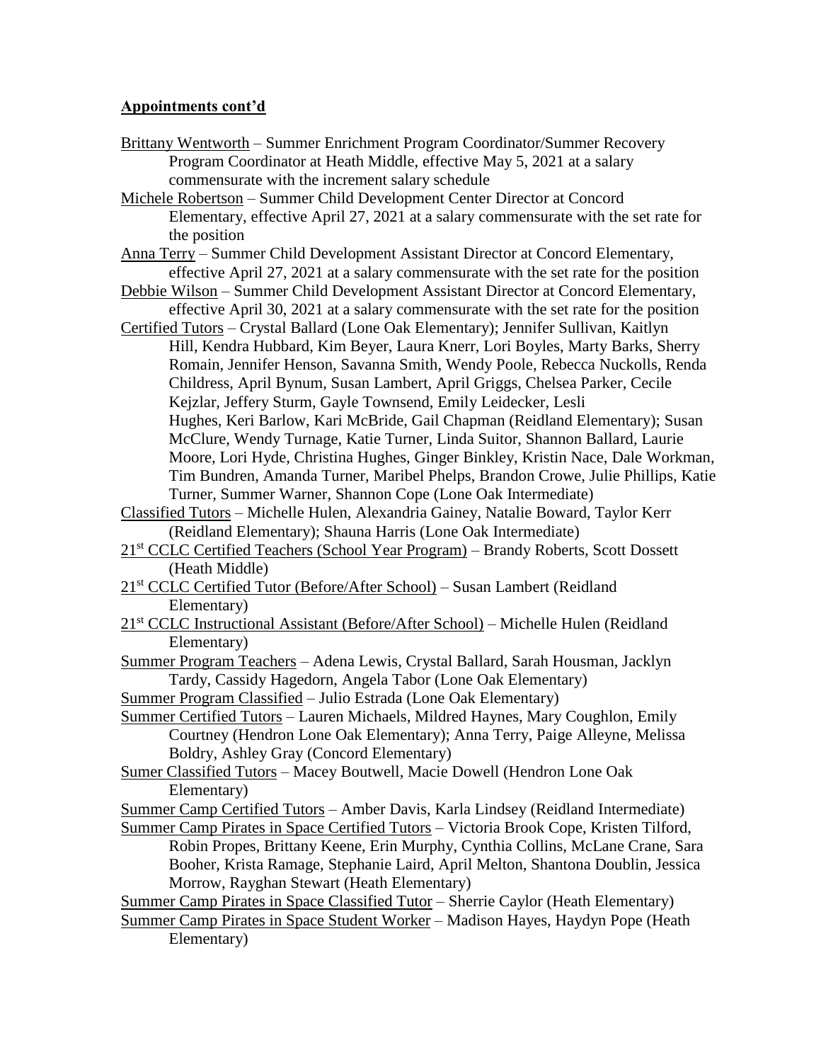**Appointments cont'd**

Brittany Wentworth – Summer Enrichment Program Coordinator/Summer Recovery Program Coordinator at Heath Middle, effective May 5, 2021 at a salary commensurate with the increment salary schedule

Michele Robertson – Summer Child Development Center Director at Concord Elementary, effective April 27, 2021 at a salary commensurate with the set rate for the position

Anna Terry – Summer Child Development Assistant Director at Concord Elementary, effective April 27, 2021 at a salary commensurate with the set rate for the position

Debbie Wilson – Summer Child Development Assistant Director at Concord Elementary, effective April 30, 2021 at a salary commensurate with the set rate for the position

Certified Tutors – Crystal Ballard (Lone Oak Elementary); Jennifer Sullivan, Kaitlyn Hill, Kendra Hubbard, Kim Beyer, Laura Knerr, Lori Boyles, Marty Barks, Sherry Romain, Jennifer Henson, Savanna Smith, Wendy Poole, Rebecca Nuckolls, Renda Childress, April Bynum, Susan Lambert, April Griggs, Chelsea Parker, Cecile Kejzlar, Jeffery Sturm, Gayle Townsend, Emily Leidecker, Lesli Hughes, Keri Barlow, Kari McBride, Gail Chapman (Reidland Elementary); Susan McClure, Wendy Turnage, Katie Turner, Linda Suitor, Shannon Ballard, Laurie Moore, Lori Hyde, Christina Hughes, Ginger Binkley, Kristin Nace, Dale Workman, Tim Bundren, Amanda Turner, Maribel Phelps, Brandon Crowe, Julie Phillips, Katie Turner, Summer Warner, Shannon Cope (Lone Oak Intermediate)

Classified Tutors – Michelle Hulen, Alexandria Gainey, Natalie Boward, Taylor Kerr (Reidland Elementary); Shauna Harris (Lone Oak Intermediate)

21st CCLC Certified Teachers (School Year Program) – Brandy Roberts, Scott Dossett (Heath Middle)

21st CCLC Certified Tutor (Before/After School) – Susan Lambert (Reidland Elementary)

21st CCLC Instructional Assistant (Before/After School) – Michelle Hulen (Reidland Elementary)

Summer Program Teachers – Adena Lewis, Crystal Ballard, Sarah Housman, Jacklyn Tardy, Cassidy Hagedorn, Angela Tabor (Lone Oak Elementary)

Summer Program Classified – Julio Estrada (Lone Oak Elementary)

Summer Certified Tutors – Lauren Michaels, Mildred Haynes, Mary Coughlon, Emily Courtney (Hendron Lone Oak Elementary); Anna Terry, Paige Alleyne, Melissa Boldry, Ashley Gray (Concord Elementary)

Sumer Classified Tutors – Macey Boutwell, Macie Dowell (Hendron Lone Oak Elementary)

Summer Camp Certified Tutors – Amber Davis, Karla Lindsey (Reidland Intermediate)

Summer Camp Pirates in Space Certified Tutors – Victoria Brook Cope, Kristen Tilford, Robin Propes, Brittany Keene, Erin Murphy, Cynthia Collins, McLane Crane, Sara Booher, Krista Ramage, Stephanie Laird, April Melton, Shantona Doublin, Jessica Morrow, Rayghan Stewart (Heath Elementary)

Summer Camp Pirates in Space Classified Tutor – Sherrie Caylor (Heath Elementary)

Summer Camp Pirates in Space Student Worker – Madison Hayes, Haydyn Pope (Heath Elementary)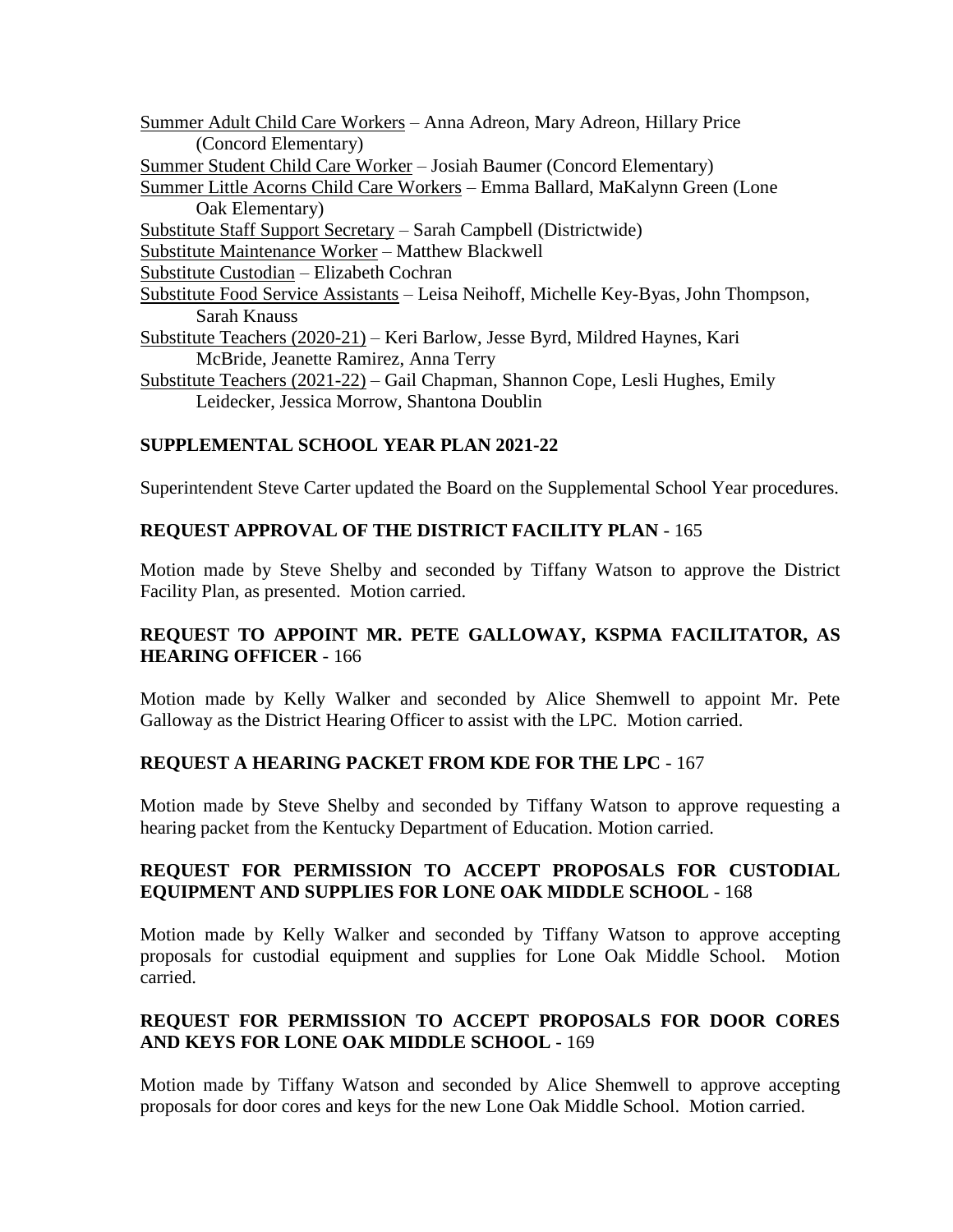Summer Adult Child Care Workers – Anna Adreon, Mary Adreon, Hillary Price (Concord Elementary)

Summer Student Child Care Worker – Josiah Baumer (Concord Elementary)

Summer Little Acorns Child Care Workers – Emma Ballard, MaKalynn Green (Lone Oak Elementary)

Substitute Staff Support Secretary – Sarah Campbell (Districtwide)

Substitute Maintenance Worker – Matthew Blackwell

Substitute Custodian – Elizabeth Cochran

Substitute Food Service Assistants – Leisa Neihoff, Michelle Key-Byas, John Thompson, Sarah Knauss

Substitute Teachers (2020-21) – Keri Barlow, Jesse Byrd, Mildred Haynes, Kari McBride, Jeanette Ramirez, Anna Terry

Substitute Teachers (2021-22) – Gail Chapman, Shannon Cope, Lesli Hughes, Emily Leidecker, Jessica Morrow, Shantona Doublin

**SUPPLEMENTAL SCHOOL YEAR PLAN 2021-22**

Superintendent Steve Carter updated the Board on the Supplemental School Year procedures.

**REQUEST APPROVAL OF THE DISTRICT FACILITY PLAN** - 165

Motion made by Steve Shelby and seconded by Tiffany Watson to approve the District Facility Plan, as presented. Motion carried.

**REQUEST TO APPOINT MR. PETE GALLOWAY, KSPMA FACILITATOR, AS HEARING OFFICER** - 166

Motion made by Kelly Walker and seconded by Alice Shemwell to appoint Mr. Pete Galloway as the District Hearing Officer to assist with the LPC. Motion carried.

**REQUEST A HEARING PACKET FROM KDE FOR THE LPC** - 167

Motion made by Steve Shelby and seconded by Tiffany Watson to approve requesting a hearing packet from the Kentucky Department of Education. Motion carried.

**REQUEST FOR PERMISSION TO ACCEPT PROPOSALS FOR CUSTODIAL EQUIPMENT AND SUPPLIES FOR LONE OAK MIDDLE SCHOOL** - 168

Motion made by Kelly Walker and seconded by Tiffany Watson to approve accepting proposals for custodial equipment and supplies for Lone Oak Middle School. Motion carried.

**REQUEST FOR PERMISSION TO ACCEPT PROPOSALS FOR DOOR CORES AND KEYS FOR LONE OAK MIDDLE SCHOOL** - 169

Motion made by Tiffany Watson and seconded by Alice Shemwell to approve accepting proposals for door cores and keys for the new Lone Oak Middle School. Motion carried.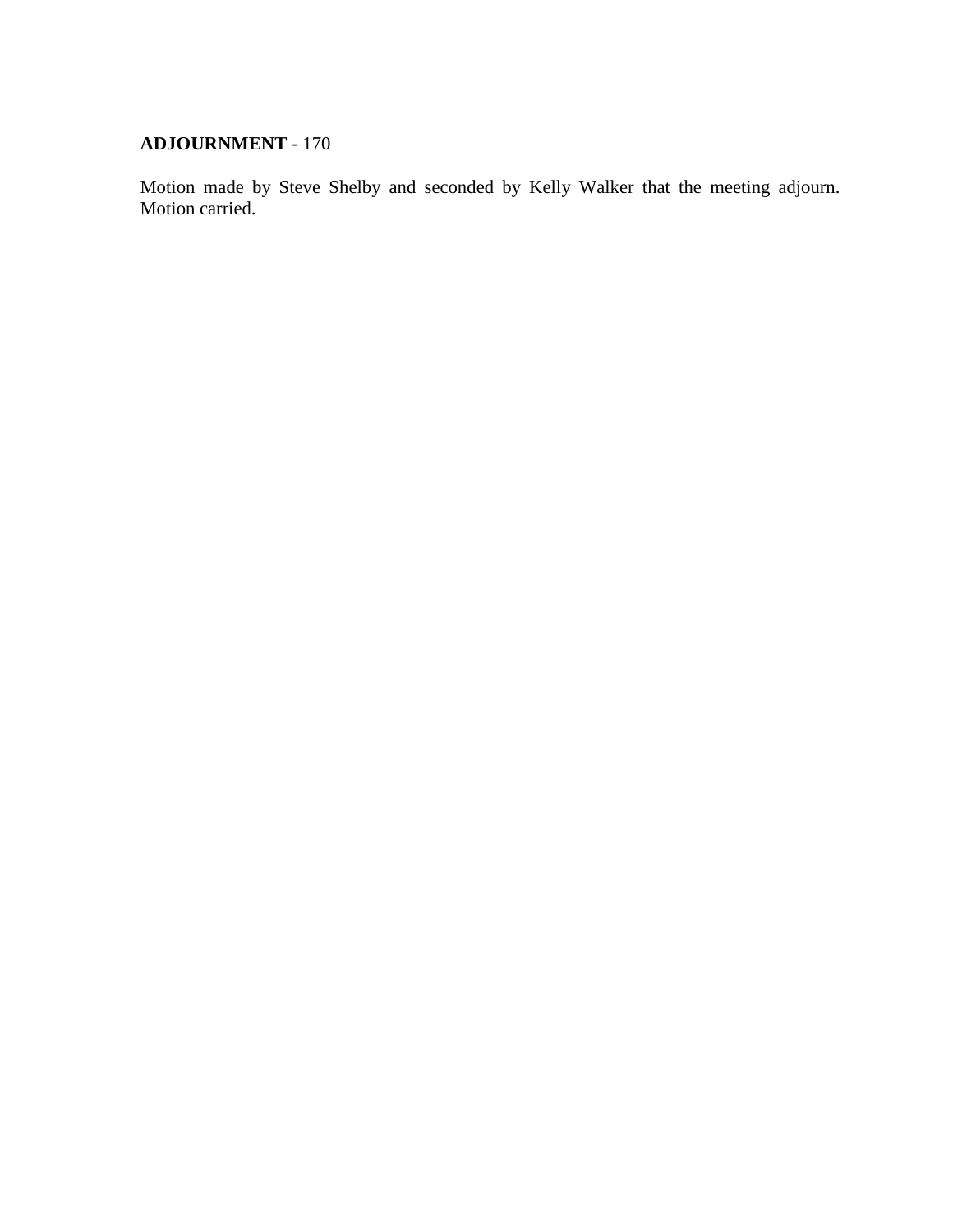**ADJOURNMENT** - 170

Motion made by Steve Shelby and seconded by Kelly Walker that the meeting adjourn. Motion carried.